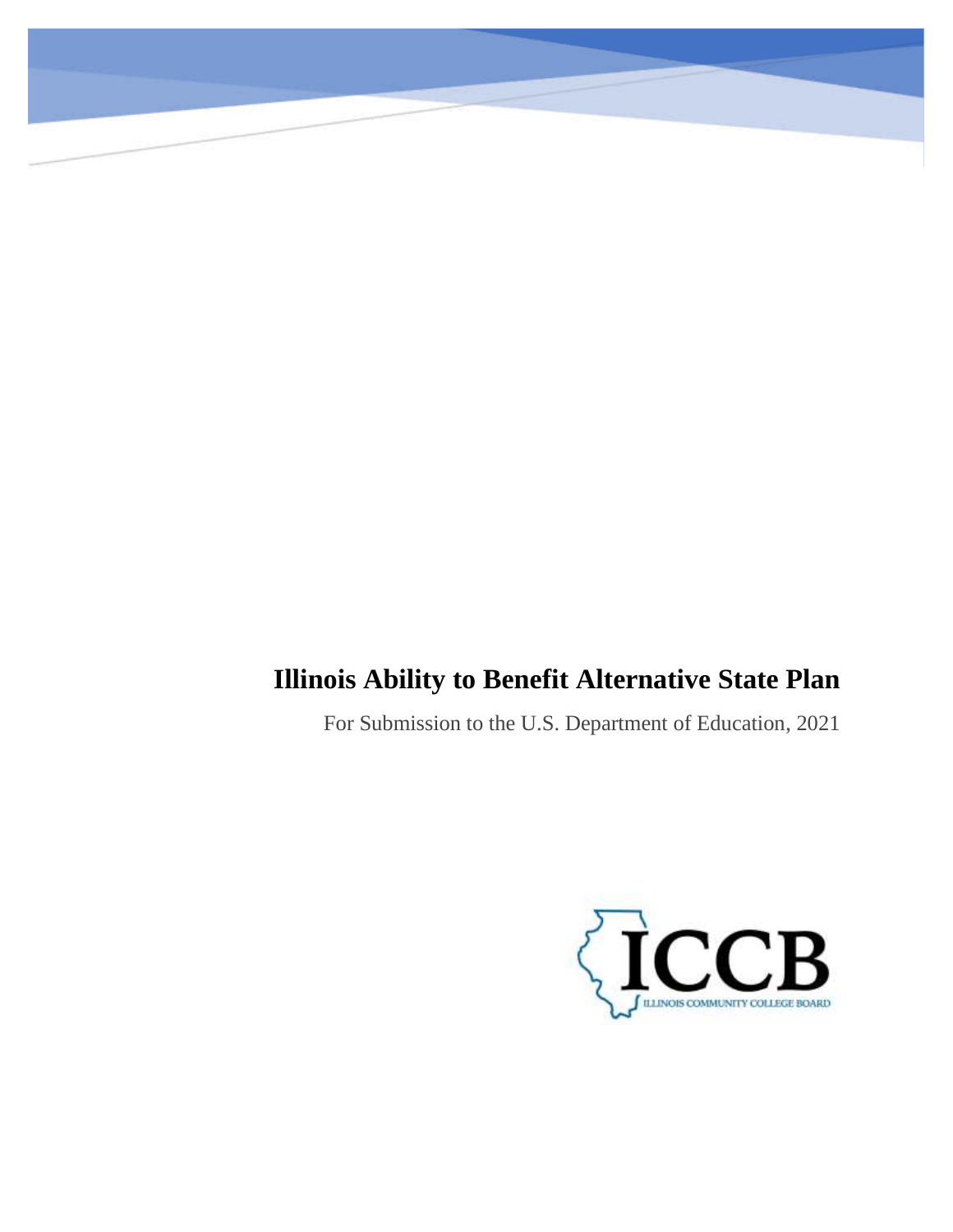# Illinois Ability to Benefit Alternative State Plan

For Submission to the U.S. Department of Education, 2021

ICCB

ILLINOIS COMMUNITY COLLEGE BOARD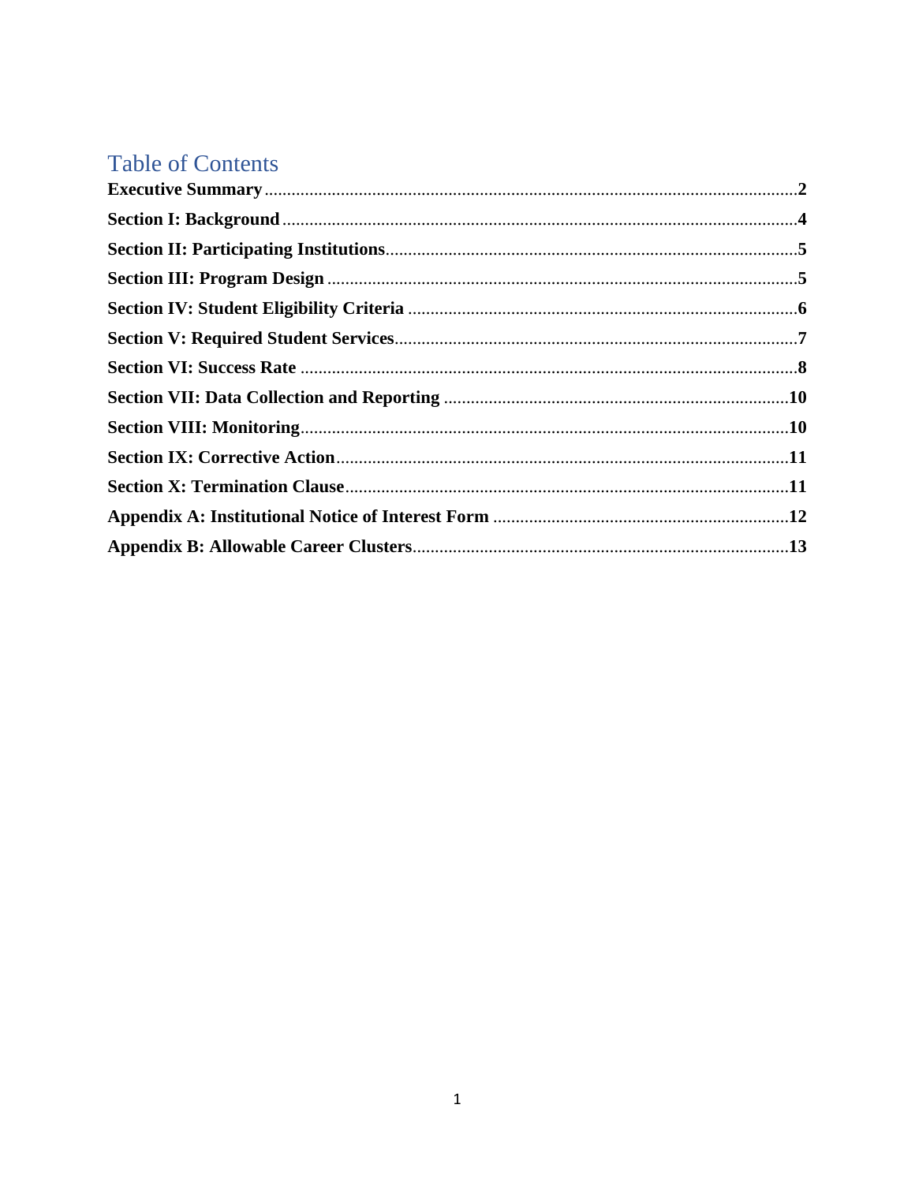# Table of Contents

**Executive Summary** .......... **2**

**Section I: Background** .......... **4**

**Section II: Participating Institutions** .......... **5**

**Section III: Program Design** .......... **5**

**Section IV: Student Eligibility Criteria** .......... **6**

**Section V: Required Student Services** .......... **7**

**Section VI: Success Rate** .......... **8**

**Section VII: Data Collection and Reporting** .......... **10**

**Section VIII: Monitoring** .......... **10**

**Section IX: Corrective Action** .......... **11**

**Section X: Termination Clause** .......... **11**

**Appendix A: Institutional Notice of Interest Form** .......... **12**

**Appendix B: Allowable Career Clusters** .......... **13**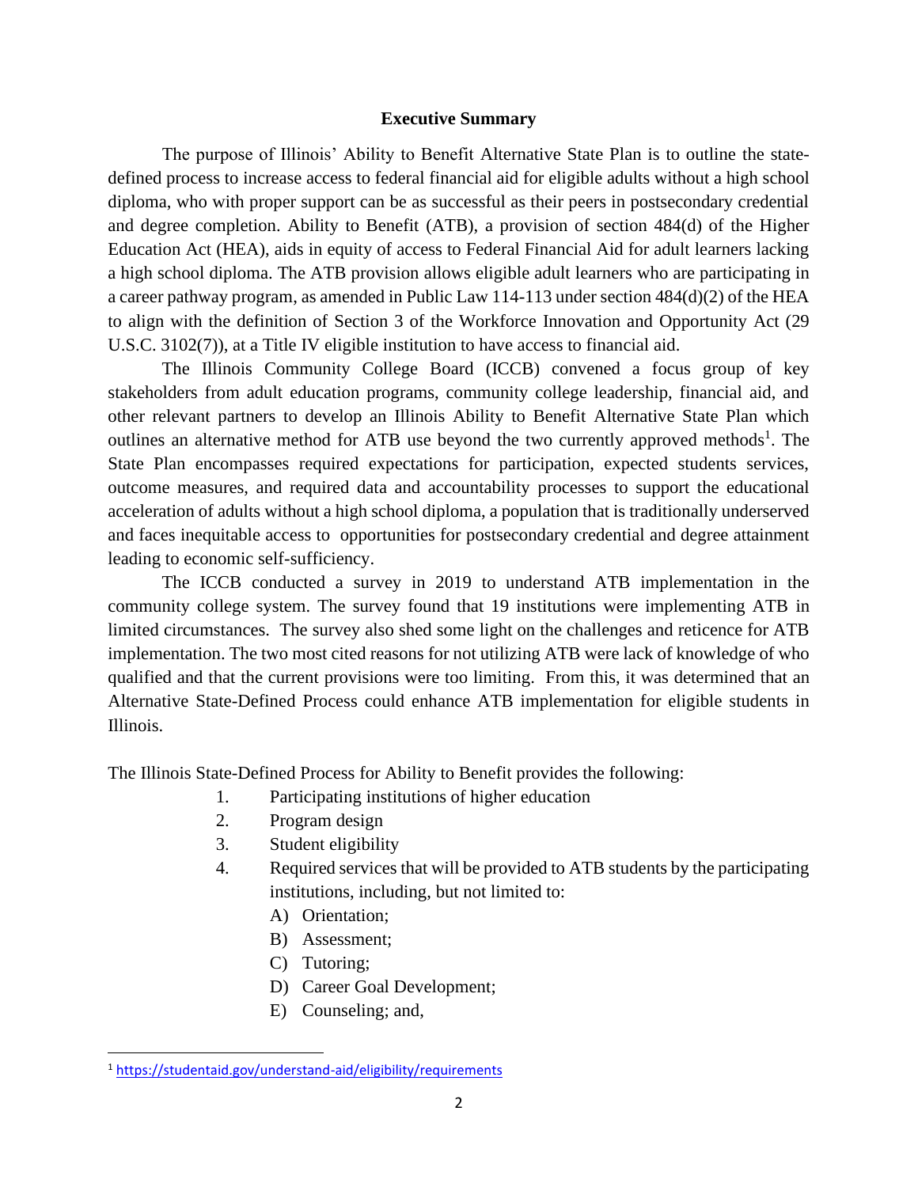## Executive Summary

The purpose of Illinois' Ability to Benefit Alternative State Plan is to outline the state-defined process to increase access to federal financial aid for eligible adults without a high school diploma, who with proper support can be as successful as their peers in postsecondary credential and degree completion. Ability to Benefit (ATB), a provision of section 484(d) of the Higher Education Act (HEA), aids in equity of access to Federal Financial Aid for adult learners lacking a high school diploma. The ATB provision allows eligible adult learners who are participating in a career pathway program, as amended in Public Law 114-113 under section 484(d)(2) of the HEA to align with the definition of Section 3 of the Workforce Innovation and Opportunity Act (29 U.S.C. 3102(7)), at a Title IV eligible institution to have access to financial aid.

The Illinois Community College Board (ICCB) convened a focus group of key stakeholders from adult education programs, community college leadership, financial aid, and other relevant partners to develop an Illinois Ability to Benefit Alternative State Plan which outlines an alternative method for ATB use beyond the two currently approved methods[1]. The State Plan encompasses required expectations for participation, expected students services, outcome measures, and required data and accountability processes to support the educational acceleration of adults without a high school diploma, a population that is traditionally underserved and faces inequitable access to opportunities for postsecondary credential and degree attainment leading to economic self-sufficiency.

The ICCB conducted a survey in 2019 to understand ATB implementation in the community college system. The survey found that 19 institutions were implementing ATB in limited circumstances. The survey also shed some light on the challenges and reticence for ATB implementation. The two most cited reasons for not utilizing ATB were lack of knowledge of who qualified and that the current provisions were too limiting. From this, it was determined that an Alternative State-Defined Process could enhance ATB implementation for eligible students in Illinois.

The Illinois State-Defined Process for Ability to Benefit provides the following:

1. Participating institutions of higher education
2. Program design
3. Student eligibility
4. Required services that will be provided to ATB students by the participating institutions, including, but not limited to:
   - A) Orientation;
   - B) Assessment;
   - C) Tutoring;
   - D) Career Goal Development;
   - E) Counseling; and,

[1] https://studentaid.gov/understand-aid/eligibility/requirements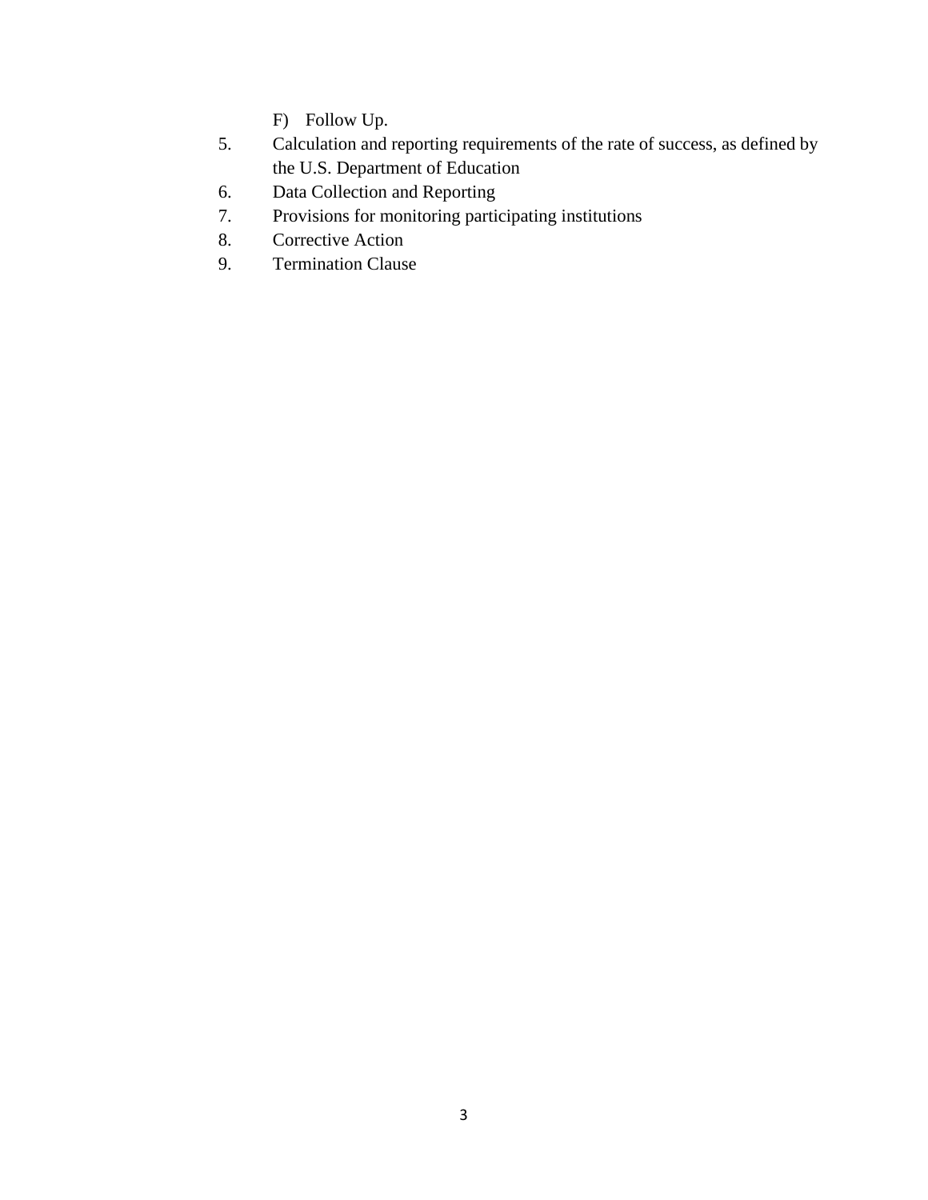F) Follow Up.

5. Calculation and reporting requirements of the rate of success, as defined by the U.S. Department of Education
6. Data Collection and Reporting
7. Provisions for monitoring participating institutions
8. Corrective Action
9. Termination Clause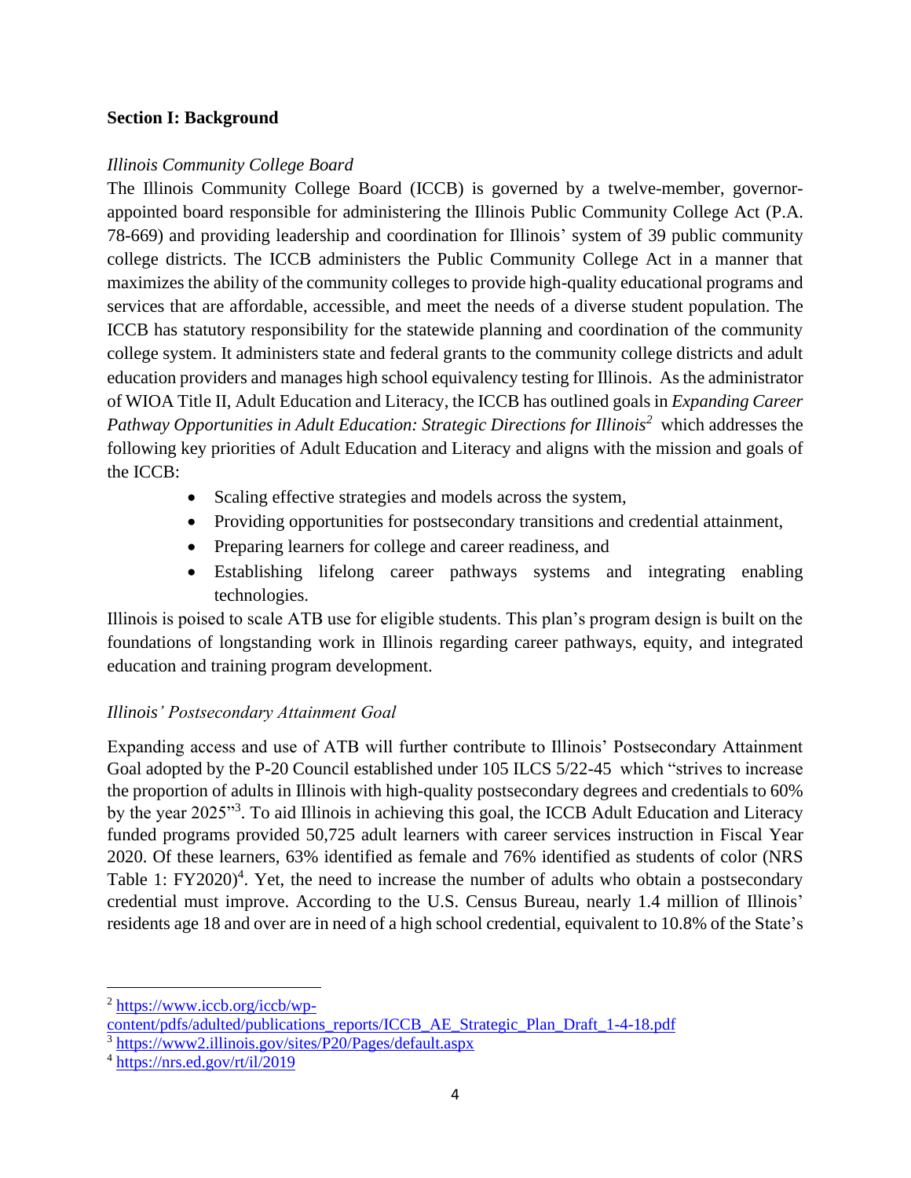## Section I: Background

*Illinois Community College Board*

The Illinois Community College Board (ICCB) is governed by a twelve-member, governor-appointed board responsible for administering the Illinois Public Community College Act (P.A. 78-669) and providing leadership and coordination for Illinois' system of 39 public community college districts. The ICCB administers the Public Community College Act in a manner that maximizes the ability of the community colleges to provide high-quality educational programs and services that are affordable, accessible, and meet the needs of a diverse student population. The ICCB has statutory responsibility for the statewide planning and coordination of the community college system. It administers state and federal grants to the community college districts and adult education providers and manages high school equivalency testing for Illinois. As the administrator of WIOA Title II, Adult Education and Literacy, the ICCB has outlined goals in *Expanding Career Pathway Opportunities in Adult Education: Strategic Directions for Illinois*[2] which addresses the following key priorities of Adult Education and Literacy and aligns with the mission and goals of the ICCB:

- Scaling effective strategies and models across the system,
- Providing opportunities for postsecondary transitions and credential attainment,
- Preparing learners for college and career readiness, and
- Establishing lifelong career pathways systems and integrating enabling technologies.

Illinois is poised to scale ATB use for eligible students. This plan's program design is built on the foundations of longstanding work in Illinois regarding career pathways, equity, and integrated education and training program development.

*Illinois' Postsecondary Attainment Goal*

Expanding access and use of ATB will further contribute to Illinois' Postsecondary Attainment Goal adopted by the P-20 Council established under 105 ILCS 5/22-45 which "strives to increase the proportion of adults in Illinois with high-quality postsecondary degrees and credentials to 60% by the year 2025"[3]. To aid Illinois in achieving this goal, the ICCB Adult Education and Literacy funded programs provided 50,725 adult learners with career services instruction in Fiscal Year 2020. Of these learners, 63% identified as female and 76% identified as students of color (NRS Table 1: FY2020)[4]. Yet, the need to increase the number of adults who obtain a postsecondary credential must improve. According to the U.S. Census Bureau, nearly 1.4 million of Illinois' residents age 18 and over are in need of a high school credential, equivalent to 10.8% of the State's

---

[2] https://www.iccb.org/iccb/wp-content/pdfs/adulted/publications_reports/ICCB_AE_Strategic_Plan_Draft_1-4-18.pdf

[3] https://www2.illinois.gov/sites/P20/Pages/default.aspx

[4] https://nrs.ed.gov/rt/il/2019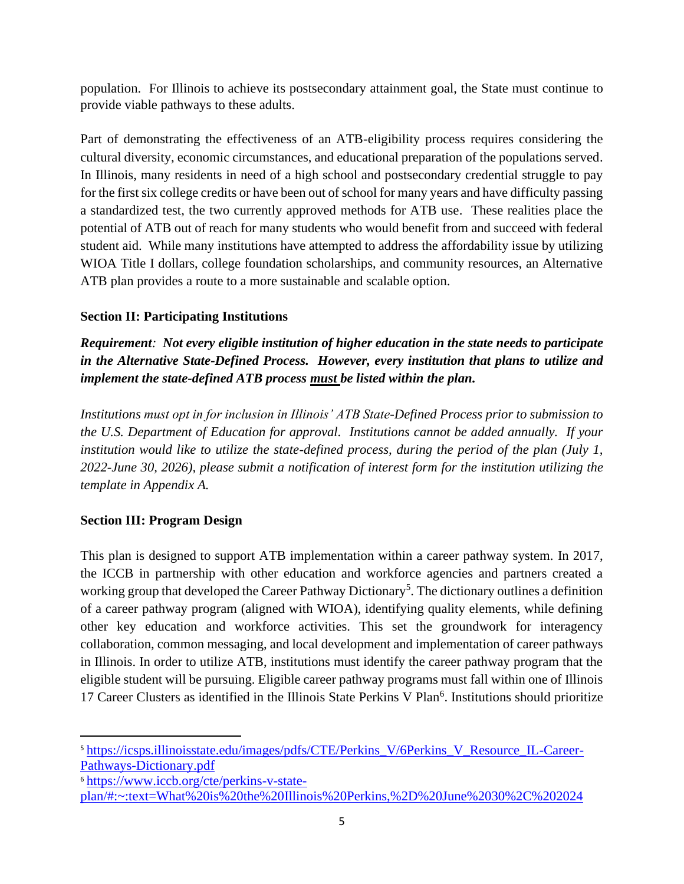population. For Illinois to achieve its postsecondary attainment goal, the State must continue to provide viable pathways to these adults.

Part of demonstrating the effectiveness of an ATB-eligibility process requires considering the cultural diversity, economic circumstances, and educational preparation of the populations served. In Illinois, many residents in need of a high school and postsecondary credential struggle to pay for the first six college credits or have been out of school for many years and have difficulty passing a standardized test, the two currently approved methods for ATB use. These realities place the potential of ATB out of reach for many students who would benefit from and succeed with federal student aid. While many institutions have attempted to address the affordability issue by utilizing WIOA Title I dollars, college foundation scholarships, and community resources, an Alternative ATB plan provides a route to a more sustainable and scalable option.

**Section II: Participating Institutions**

***Requirement: Not every eligible institution of higher education in the state needs to participate in the Alternative State-Defined Process. However, every institution that plans to utilize and implement the state-defined ATB process must be listed within the plan.***

*Institutions must opt in for inclusion in Illinois' ATB State-Defined Process prior to submission to the U.S. Department of Education for approval. Institutions cannot be added annually. If your institution would like to utilize the state-defined process, during the period of the plan (July 1, 2022-June 30, 2026), please submit a notification of interest form for the institution utilizing the template in Appendix A.*

**Section III: Program Design**

This plan is designed to support ATB implementation within a career pathway system. In 2017, the ICCB in partnership with other education and workforce agencies and partners created a working group that developed the Career Pathway Dictionary[5]. The dictionary outlines a definition of a career pathway program (aligned with WIOA), identifying quality elements, while defining other key education and workforce activities. This set the groundwork for interagency collaboration, common messaging, and local development and implementation of career pathways in Illinois. In order to utilize ATB, institutions must identify the career pathway program that the eligible student will be pursuing. Eligible career pathway programs must fall within one of Illinois 17 Career Clusters as identified in the Illinois State Perkins V Plan[6]. Institutions should prioritize

[5] https://icsps.illinoisstate.edu/images/pdfs/CTE/Perkins_V/6Perkins_V_Resource_IL-Career-Pathways-Dictionary.pdf

[6] https://www.iccb.org/cte/perkins-v-state-plan/#:~:text=What%20is%20the%20Illinois%20Perkins,%2D%20June%2030%2C%202024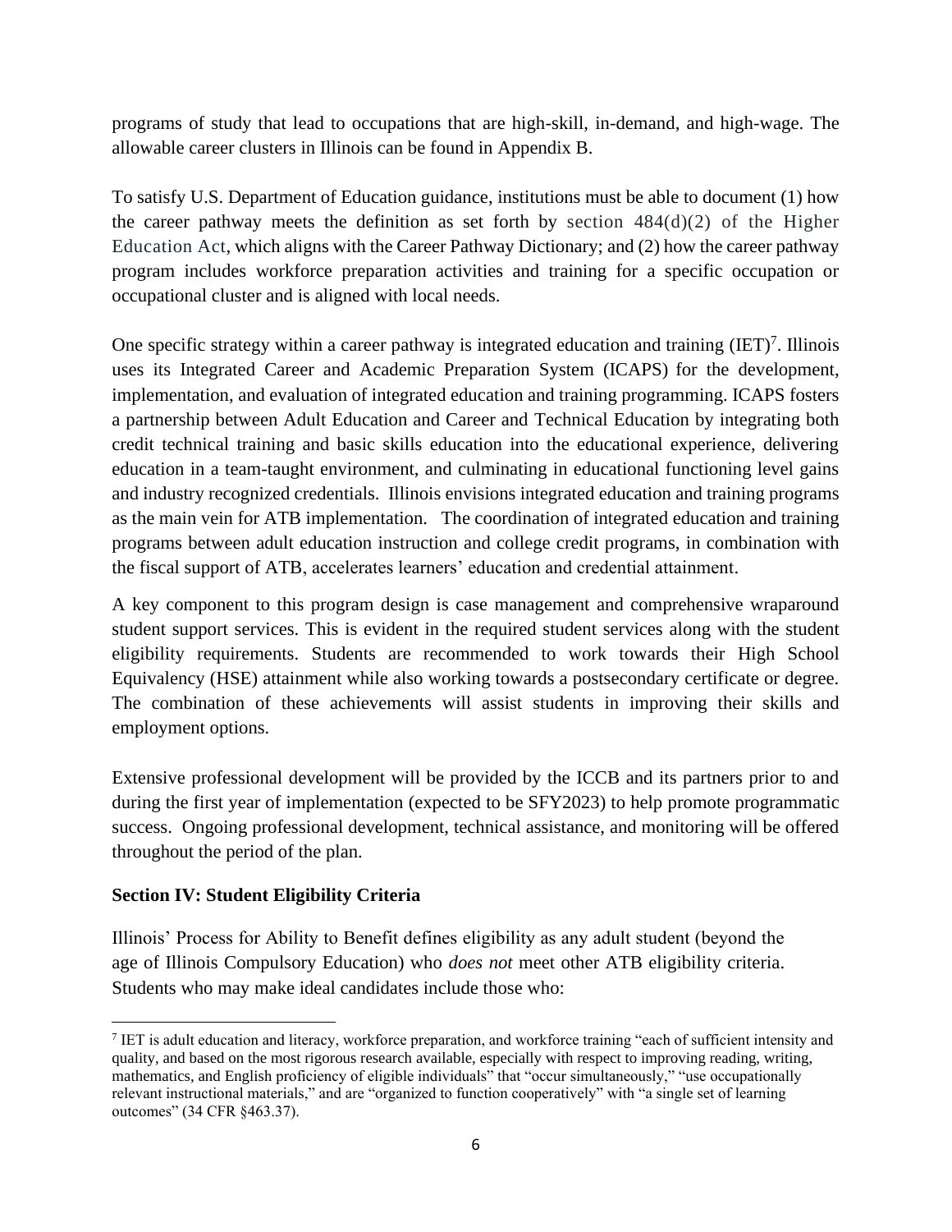programs of study that lead to occupations that are high-skill, in-demand, and high-wage. The allowable career clusters in Illinois can be found in Appendix B.

To satisfy U.S. Department of Education guidance, institutions must be able to document (1) how the career pathway meets the definition as set forth by section 484(d)(2) of the Higher Education Act, which aligns with the Career Pathway Dictionary; and (2) how the career pathway program includes workforce preparation activities and training for a specific occupation or occupational cluster and is aligned with local needs.

One specific strategy within a career pathway is integrated education and training (IET)[7]. Illinois uses its Integrated Career and Academic Preparation System (ICAPS) for the development, implementation, and evaluation of integrated education and training programming. ICAPS fosters a partnership between Adult Education and Career and Technical Education by integrating both credit technical training and basic skills education into the educational experience, delivering education in a team-taught environment, and culminating in educational functioning level gains and industry recognized credentials. Illinois envisions integrated education and training programs as the main vein for ATB implementation. The coordination of integrated education and training programs between adult education instruction and college credit programs, in combination with the fiscal support of ATB, accelerates learners' education and credential attainment.

A key component to this program design is case management and comprehensive wraparound student support services. This is evident in the required student services along with the student eligibility requirements. Students are recommended to work towards their High School Equivalency (HSE) attainment while also working towards a postsecondary certificate or degree. The combination of these achievements will assist students in improving their skills and employment options.

Extensive professional development will be provided by the ICCB and its partners prior to and during the first year of implementation (expected to be SFY2023) to help promote programmatic success. Ongoing professional development, technical assistance, and monitoring will be offered throughout the period of the plan.

**Section IV: Student Eligibility Criteria**

Illinois' Process for Ability to Benefit defines eligibility as any adult student (beyond the age of Illinois Compulsory Education) who *does not* meet other ATB eligibility criteria. Students who may make ideal candidates include those who:

---

[7] IET is adult education and literacy, workforce preparation, and workforce training "each of sufficient intensity and quality, and based on the most rigorous research available, especially with respect to improving reading, writing, mathematics, and English proficiency of eligible individuals" that "occur simultaneously," "use occupationally relevant instructional materials," and are "organized to function cooperatively" with "a single set of learning outcomes" (34 CFR §463.37).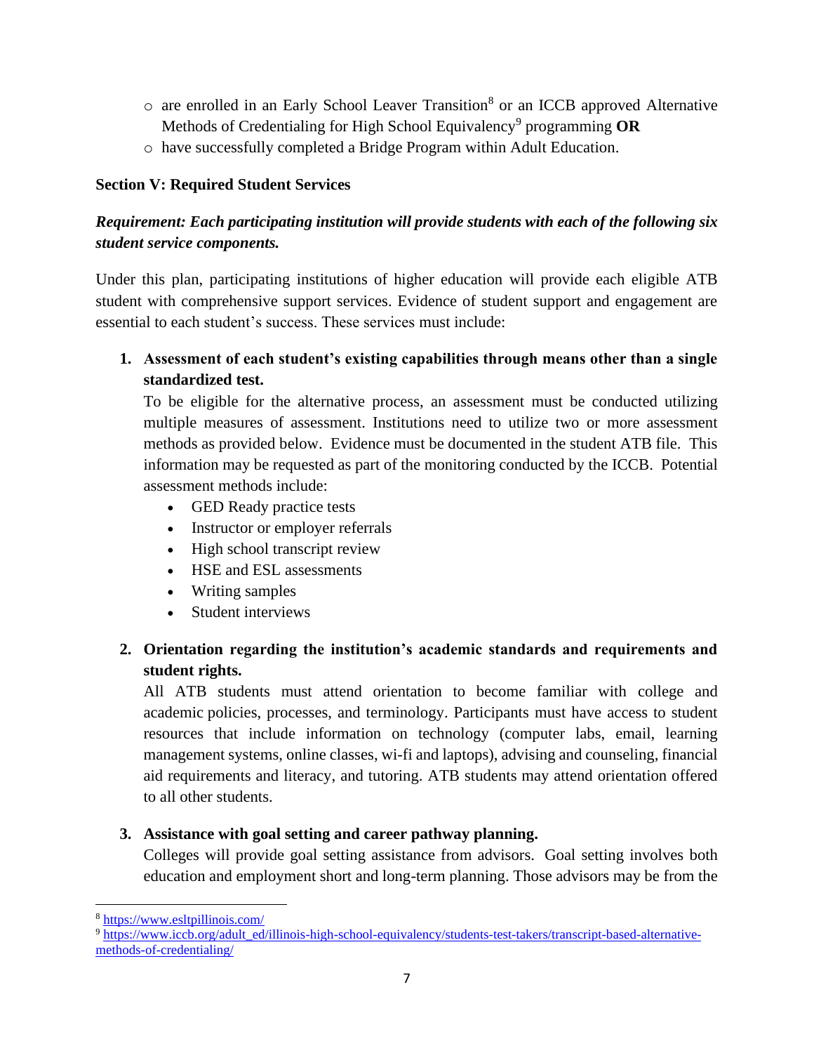- are enrolled in an Early School Leaver Transition[8] or an ICCB approved Alternative Methods of Credentialing for High School Equivalency[9] programming **OR**
- have successfully completed a Bridge Program within Adult Education.

## Section V: Required Student Services

***Requirement: Each participating institution will provide students with each of the following six student service components.***

Under this plan, participating institutions of higher education will provide each eligible ATB student with comprehensive support services. Evidence of student support and engagement are essential to each student's success. These services must include:

1. **Assessment of each student's existing capabilities through means other than a single standardized test.**
   To be eligible for the alternative process, an assessment must be conducted utilizing multiple measures of assessment. Institutions need to utilize two or more assessment methods as provided below. Evidence must be documented in the student ATB file. This information may be requested as part of the monitoring conducted by the ICCB. Potential assessment methods include:
   - GED Ready practice tests
   - Instructor or employer referrals
   - High school transcript review
   - HSE and ESL assessments
   - Writing samples
   - Student interviews

2. **Orientation regarding the institution's academic standards and requirements and student rights.**
   All ATB students must attend orientation to become familiar with college and academic policies, processes, and terminology. Participants must have access to student resources that include information on technology (computer labs, email, learning management systems, online classes, wi-fi and laptops), advising and counseling, financial aid requirements and literacy, and tutoring. ATB students may attend orientation offered to all other students.

3. **Assistance with goal setting and career pathway planning.**
   Colleges will provide goal setting assistance from advisors. Goal setting involves both education and employment short and long-term planning. Those advisors may be from the

---

[8] https://www.esltpillinois.com/

[9] https://www.iccb.org/adult_ed/illinois-high-school-equivalency/students-test-takers/transcript-based-alternative-methods-of-credentialing/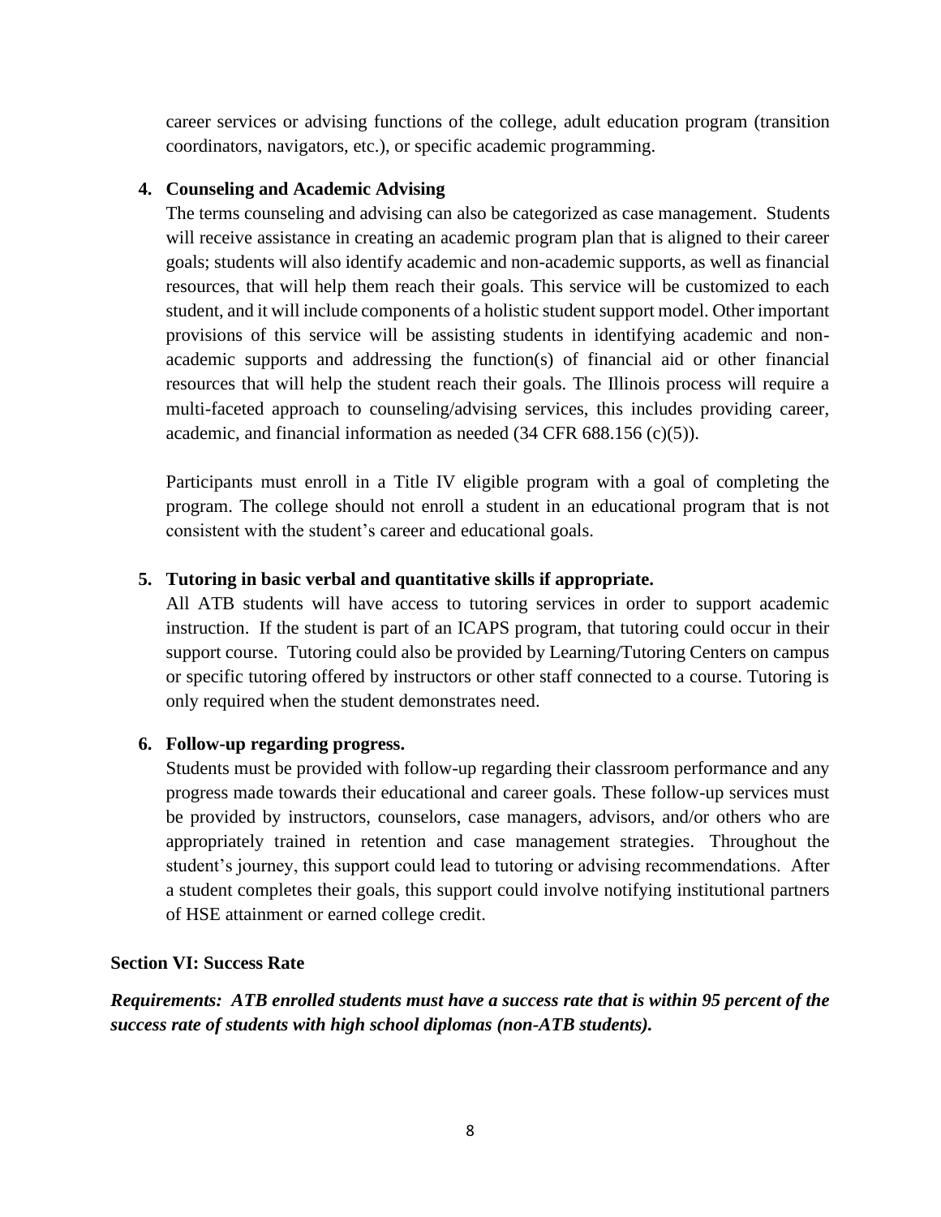career services or advising functions of the college, adult education program (transition coordinators, navigators, etc.), or specific academic programming.

4. **Counseling and Academic Advising**

   The terms counseling and advising can also be categorized as case management. Students will receive assistance in creating an academic program plan that is aligned to their career goals; students will also identify academic and non-academic supports, as well as financial resources, that will help them reach their goals. This service will be customized to each student, and it will include components of a holistic student support model. Other important provisions of this service will be assisting students in identifying academic and non-academic supports and addressing the function(s) of financial aid or other financial resources that will help the student reach their goals. The Illinois process will require a multi-faceted approach to counseling/advising services, this includes providing career, academic, and financial information as needed (34 CFR 688.156 (c)(5)).

   Participants must enroll in a Title IV eligible program with a goal of completing the program. The college should not enroll a student in an educational program that is not consistent with the student's career and educational goals.

5. **Tutoring in basic verbal and quantitative skills if appropriate.**

   All ATB students will have access to tutoring services in order to support academic instruction. If the student is part of an ICAPS program, that tutoring could occur in their support course. Tutoring could also be provided by Learning/Tutoring Centers on campus or specific tutoring offered by instructors or other staff connected to a course. Tutoring is only required when the student demonstrates need.

6. **Follow-up regarding progress.**

   Students must be provided with follow-up regarding their classroom performance and any progress made towards their educational and career goals. These follow-up services must be provided by instructors, counselors, case managers, advisors, and/or others who are appropriately trained in retention and case management strategies. Throughout the student's journey, this support could lead to tutoring or advising recommendations. After a student completes their goals, this support could involve notifying institutional partners of HSE attainment or earned college credit.

## Section VI: Success Rate

***Requirements: ATB enrolled students must have a success rate that is within 95 percent of the success rate of students with high school diplomas (non-ATB students).***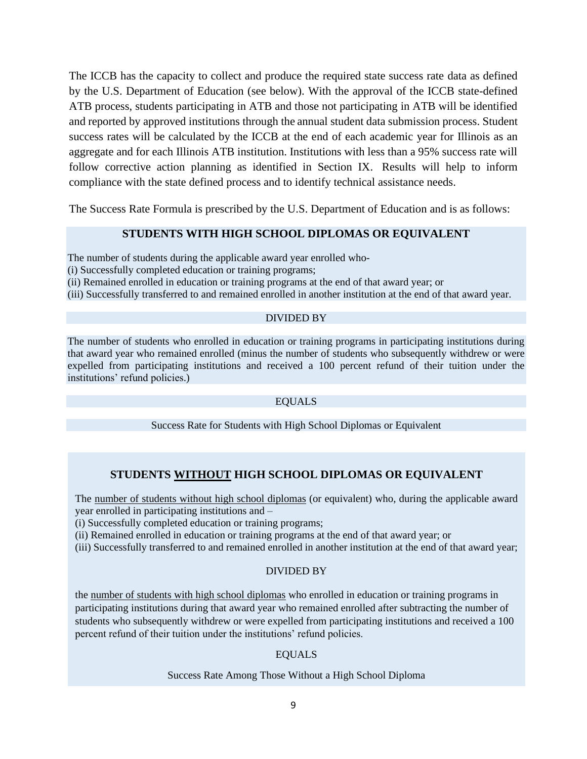The ICCB has the capacity to collect and produce the required state success rate data as defined by the U.S. Department of Education (see below). With the approval of the ICCB state-defined ATB process, students participating in ATB and those not participating in ATB will be identified and reported by approved institutions through the annual student data submission process. Student success rates will be calculated by the ICCB at the end of each academic year for Illinois as an aggregate and for each Illinois ATB institution. Institutions with less than a 95% success rate will follow corrective action planning as identified in Section IX. Results will help to inform compliance with the state defined process and to identify technical assistance needs.

The Success Rate Formula is prescribed by the U.S. Department of Education and is as follows:

### STUDENTS WITH HIGH SCHOOL DIPLOMAS OR EQUIVALENT

The number of students during the applicable award year enrolled who-
(i) Successfully completed education or training programs;
(ii) Remained enrolled in education or training programs at the end of that award year; or
(iii) Successfully transferred to and remained enrolled in another institution at the end of that award year.

DIVIDED BY

The number of students who enrolled in education or training programs in participating institutions during that award year who remained enrolled (minus the number of students who subsequently withdrew or were expelled from participating institutions and received a 100 percent refund of their tuition under the institutions' refund policies.)

EQUALS

Success Rate for Students with High School Diplomas or Equivalent

### STUDENTS <u>WITHOUT</u> HIGH SCHOOL DIPLOMAS OR EQUIVALENT

The <u>number of students without high school diplomas</u> (or equivalent) who, during the applicable award year enrolled in participating institutions and –
(i) Successfully completed education or training programs;
(ii) Remained enrolled in education or training programs at the end of that award year; or
(iii) Successfully transferred to and remained enrolled in another institution at the end of that award year;

DIVIDED BY

the <u>number of students with high school diplomas</u> who enrolled in education or training programs in participating institutions during that award year who remained enrolled after subtracting the number of students who subsequently withdrew or were expelled from participating institutions and received a 100 percent refund of their tuition under the institutions' refund policies.

EQUALS

Success Rate Among Those Without a High School Diploma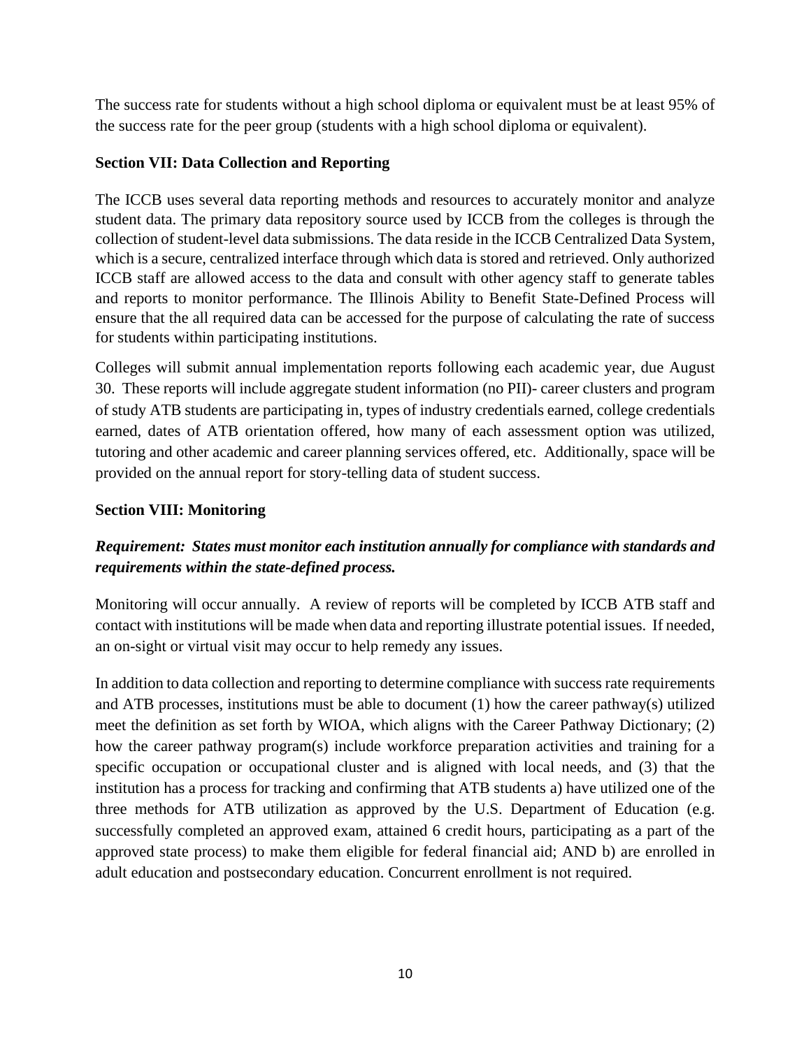The success rate for students without a high school diploma or equivalent must be at least 95% of the success rate for the peer group (students with a high school diploma or equivalent).

**Section VII: Data Collection and Reporting**

The ICCB uses several data reporting methods and resources to accurately monitor and analyze student data. The primary data repository source used by ICCB from the colleges is through the collection of student-level data submissions. The data reside in the ICCB Centralized Data System, which is a secure, centralized interface through which data is stored and retrieved. Only authorized ICCB staff are allowed access to the data and consult with other agency staff to generate tables and reports to monitor performance. The Illinois Ability to Benefit State-Defined Process will ensure that the all required data can be accessed for the purpose of calculating the rate of success for students within participating institutions.

Colleges will submit annual implementation reports following each academic year, due August 30. These reports will include aggregate student information (no PII)- career clusters and program of study ATB students are participating in, types of industry credentials earned, college credentials earned, dates of ATB orientation offered, how many of each assessment option was utilized, tutoring and other academic and career planning services offered, etc. Additionally, space will be provided on the annual report for story-telling data of student success.

**Section VIII: Monitoring**

***Requirement: States must monitor each institution annually for compliance with standards and requirements within the state-defined process.***

Monitoring will occur annually. A review of reports will be completed by ICCB ATB staff and contact with institutions will be made when data and reporting illustrate potential issues. If needed, an on-sight or virtual visit may occur to help remedy any issues.

In addition to data collection and reporting to determine compliance with success rate requirements and ATB processes, institutions must be able to document (1) how the career pathway(s) utilized meet the definition as set forth by WIOA, which aligns with the Career Pathway Dictionary; (2) how the career pathway program(s) include workforce preparation activities and training for a specific occupation or occupational cluster and is aligned with local needs, and (3) that the institution has a process for tracking and confirming that ATB students a) have utilized one of the three methods for ATB utilization as approved by the U.S. Department of Education (e.g. successfully completed an approved exam, attained 6 credit hours, participating as a part of the approved state process) to make them eligible for federal financial aid; AND b) are enrolled in adult education and postsecondary education. Concurrent enrollment is not required.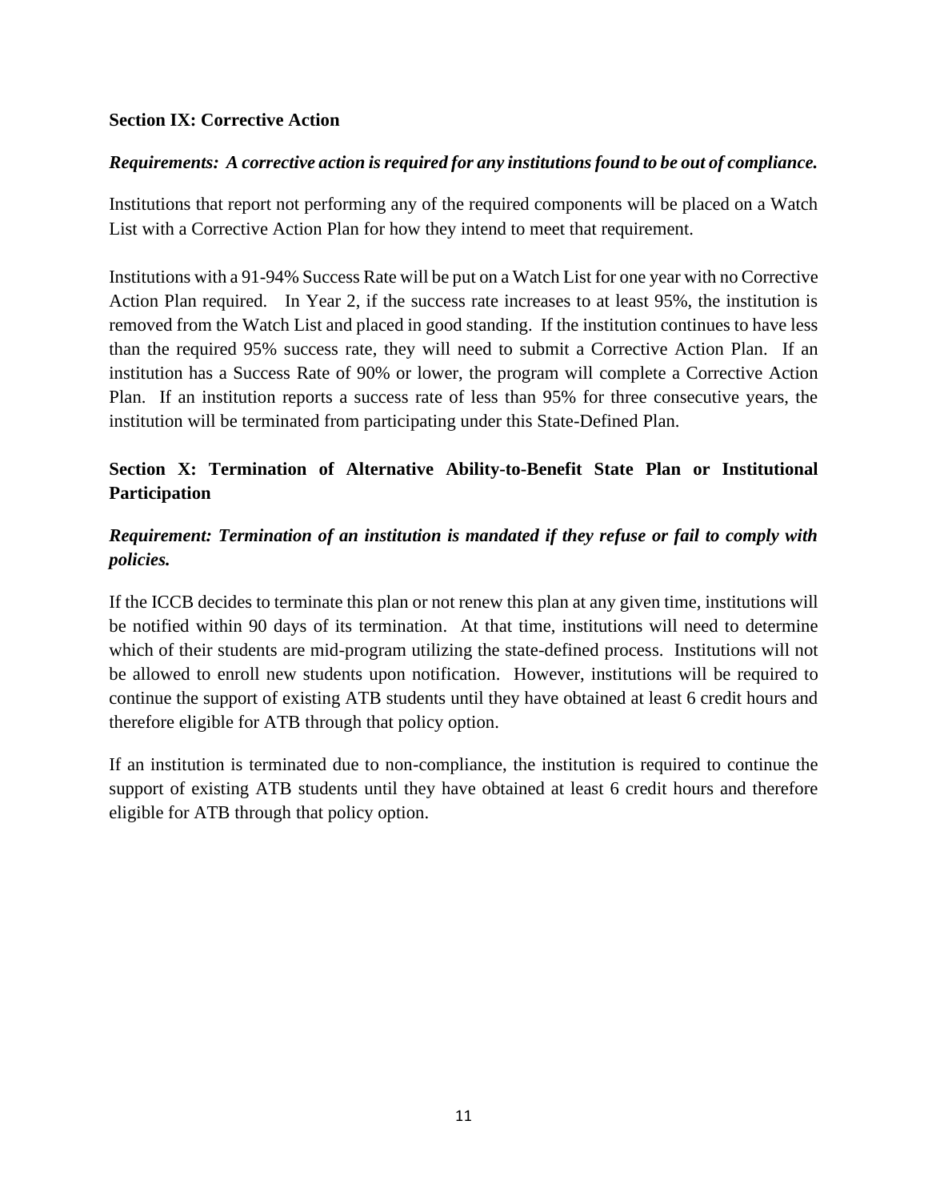## Section IX: Corrective Action

***Requirements: A corrective action is required for any institutions found to be out of compliance.***

Institutions that report not performing any of the required components will be placed on a Watch List with a Corrective Action Plan for how they intend to meet that requirement.

Institutions with a 91-94% Success Rate will be put on a Watch List for one year with no Corrective Action Plan required. In Year 2, if the success rate increases to at least 95%, the institution is removed from the Watch List and placed in good standing. If the institution continues to have less than the required 95% success rate, they will need to submit a Corrective Action Plan. If an institution has a Success Rate of 90% or lower, the program will complete a Corrective Action Plan. If an institution reports a success rate of less than 95% for three consecutive years, the institution will be terminated from participating under this State-Defined Plan.

## Section X: Termination of Alternative Ability-to-Benefit State Plan or Institutional Participation

***Requirement: Termination of an institution is mandated if they refuse or fail to comply with policies.***

If the ICCB decides to terminate this plan or not renew this plan at any given time, institutions will be notified within 90 days of its termination. At that time, institutions will need to determine which of their students are mid-program utilizing the state-defined process. Institutions will not be allowed to enroll new students upon notification. However, institutions will be required to continue the support of existing ATB students until they have obtained at least 6 credit hours and therefore eligible for ATB through that policy option.

If an institution is terminated due to non-compliance, the institution is required to continue the support of existing ATB students until they have obtained at least 6 credit hours and therefore eligible for ATB through that policy option.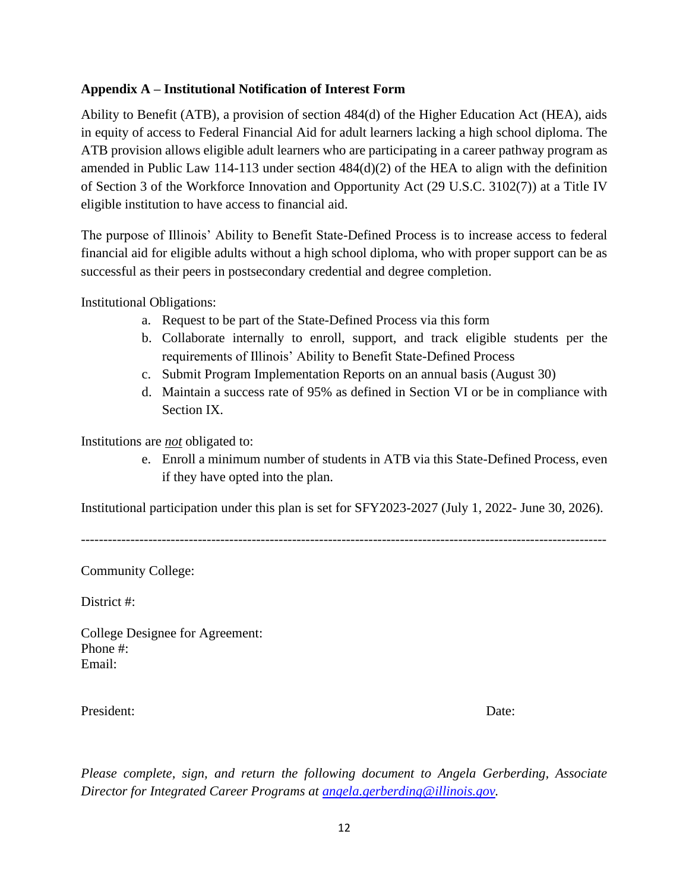**Appendix A – Institutional Notification of Interest Form**

Ability to Benefit (ATB), a provision of section 484(d) of the Higher Education Act (HEA), aids in equity of access to Federal Financial Aid for adult learners lacking a high school diploma. The ATB provision allows eligible adult learners who are participating in a career pathway program as amended in Public Law 114-113 under section 484(d)(2) of the HEA to align with the definition of Section 3 of the Workforce Innovation and Opportunity Act (29 U.S.C. 3102(7)) at a Title IV eligible institution to have access to financial aid.

The purpose of Illinois' Ability to Benefit State-Defined Process is to increase access to federal financial aid for eligible adults without a high school diploma, who with proper support can be as successful as their peers in postsecondary credential and degree completion.

Institutional Obligations:

a. Request to be part of the State-Defined Process via this form
b. Collaborate internally to enroll, support, and track eligible students per the requirements of Illinois' Ability to Benefit State-Defined Process
c. Submit Program Implementation Reports on an annual basis (August 30)
d. Maintain a success rate of 95% as defined in Section VI or be in compliance with Section IX.

Institutions are ***not*** obligated to:

e. Enroll a minimum number of students in ATB via this State-Defined Process, even if they have opted into the plan.

Institutional participation under this plan is set for SFY2023-2027 (July 1, 2022- June 30, 2026).

---

Community College:

District #:

College Designee for Agreement:
Phone #:
Email:

President: Date:

*Please complete, sign, and return the following document to Angela Gerberding, Associate Director for Integrated Career Programs at [angela.gerberding@illinois.gov](mailto:angela.gerberding@illinois.gov).*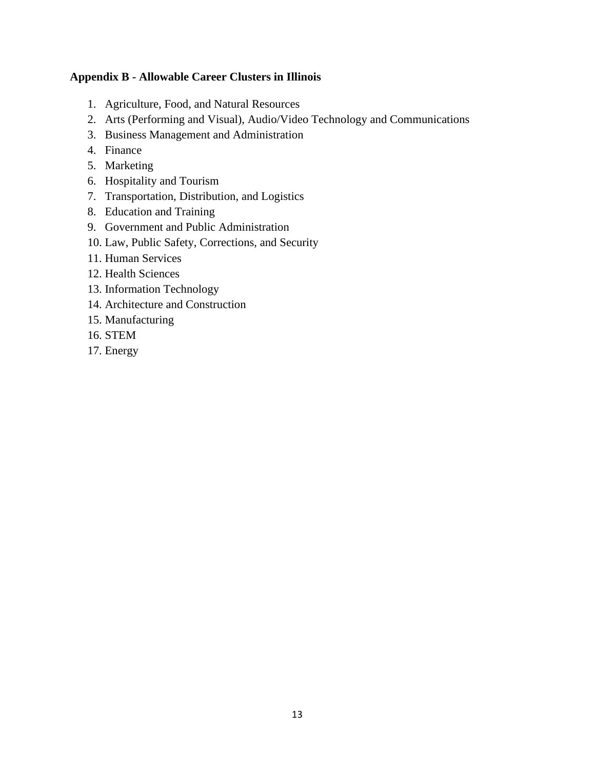**Appendix B - Allowable Career Clusters in Illinois**

1. Agriculture, Food, and Natural Resources
2. Arts (Performing and Visual), Audio/Video Technology and Communications
3. Business Management and Administration
4. Finance
5. Marketing
6. Hospitality and Tourism
7. Transportation, Distribution, and Logistics
8. Education and Training
9. Government and Public Administration
10. Law, Public Safety, Corrections, and Security
11. Human Services
12. Health Sciences
13. Information Technology
14. Architecture and Construction
15. Manufacturing
16. STEM
17. Energy